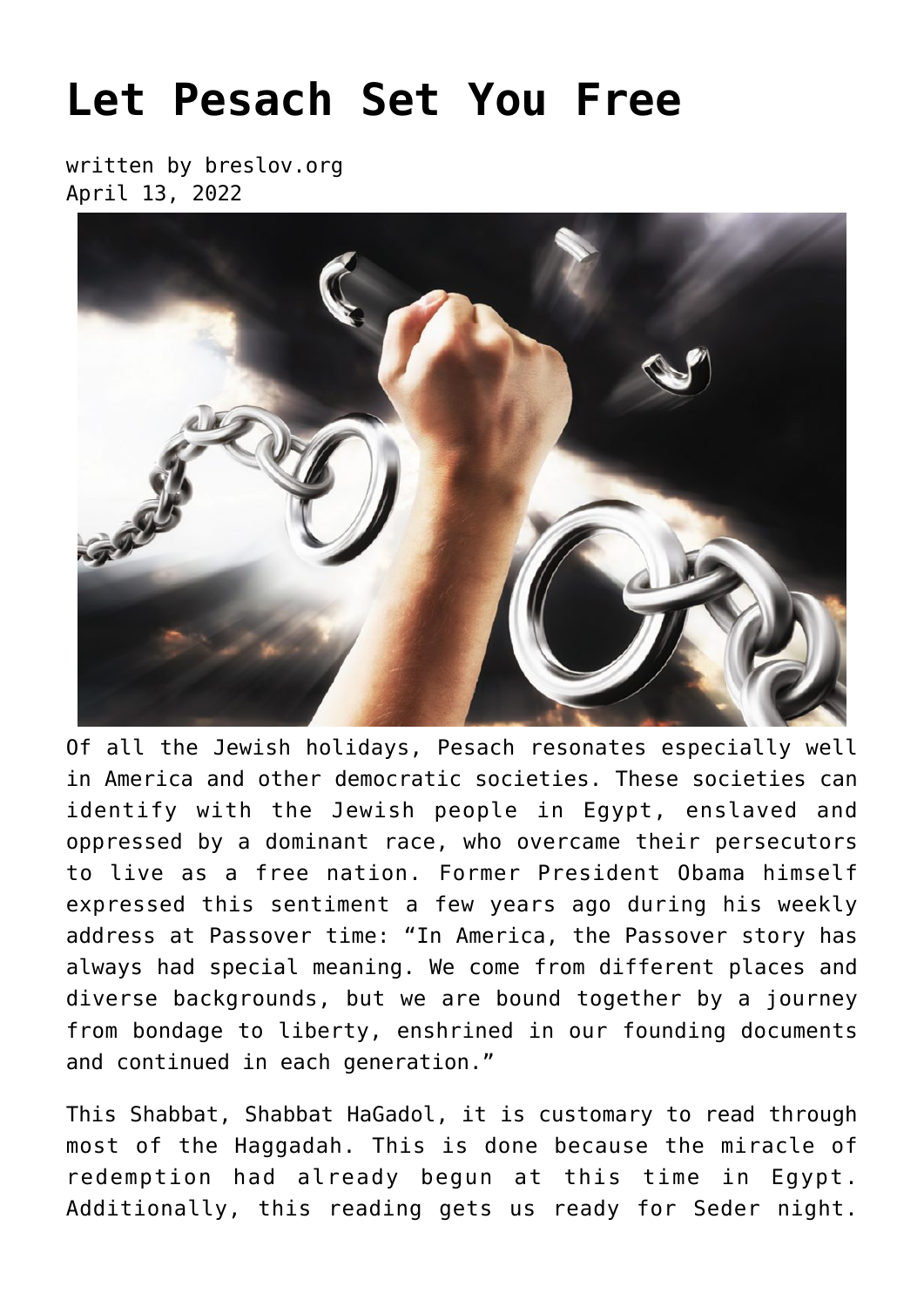# Let Pesach Set You Free

written by breslov.org
April 13, 2022

Of all the Jewish holidays, Pesach resonates especially well in America and other democratic societies. These societies can identify with the Jewish people in Egypt, enslaved and oppressed by a dominant race, who overcame their persecutors to live as a free nation. Former President Obama himself expressed this sentiment a few years ago during his weekly address at Passover time: "In America, the Passover story has always had special meaning. We come from different places and diverse backgrounds, but we are bound together by a journey from bondage to liberty, enshrined in our founding documents and continued in each generation."

This Shabbat, Shabbat HaGadol, it is customary to read through most of the Haggadah. This is done because the miracle of redemption had already begun at this time in Egypt. Additionally, this reading gets us ready for Seder night.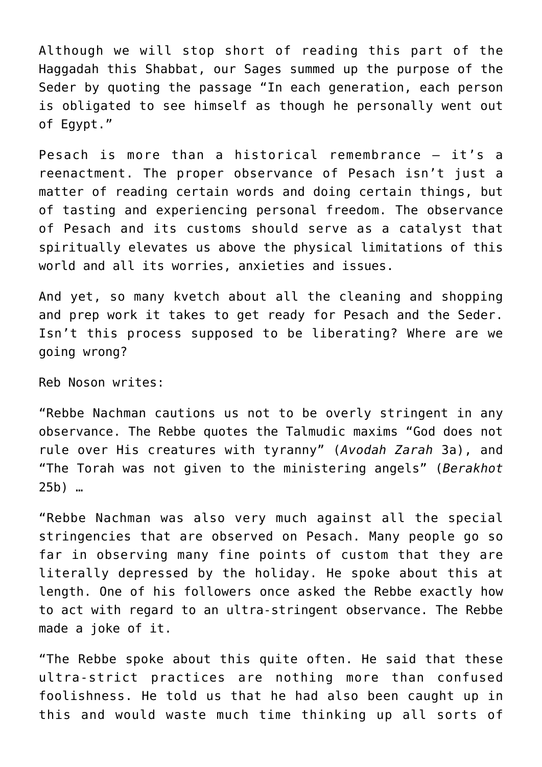Although we will stop short of reading this part of the Haggadah this Shabbat, our Sages summed up the purpose of the Seder by quoting the passage "In each generation, each person is obligated to see himself as though he personally went out of Egypt."

Pesach is more than a historical remembrance – it's a reenactment. The proper observance of Pesach isn't just a matter of reading certain words and doing certain things, but of tasting and experiencing personal freedom. The observance of Pesach and its customs should serve as a catalyst that spiritually elevates us above the physical limitations of this world and all its worries, anxieties and issues.

And yet, so many kvetch about all the cleaning and shopping and prep work it takes to get ready for Pesach and the Seder. Isn't this process supposed to be liberating? Where are we going wrong?

Reb Noson writes:

"Rebbe Nachman cautions us not to be overly stringent in any observance. The Rebbe quotes the Talmudic maxims "God does not rule over His creatures with tyranny" (*Avodah Zarah* 3a), and "The Torah was not given to the ministering angels" (*Berakhot* 25b) …

"Rebbe Nachman was also very much against all the special stringencies that are observed on Pesach. Many people go so far in observing many fine points of custom that they are literally depressed by the holiday. He spoke about this at length. One of his followers once asked the Rebbe exactly how to act with regard to an ultra-stringent observance. The Rebbe made a joke of it.

"The Rebbe spoke about this quite often. He said that these ultra-strict practices are nothing more than confused foolishness. He told us that he had also been caught up in this and would waste much time thinking up all sorts of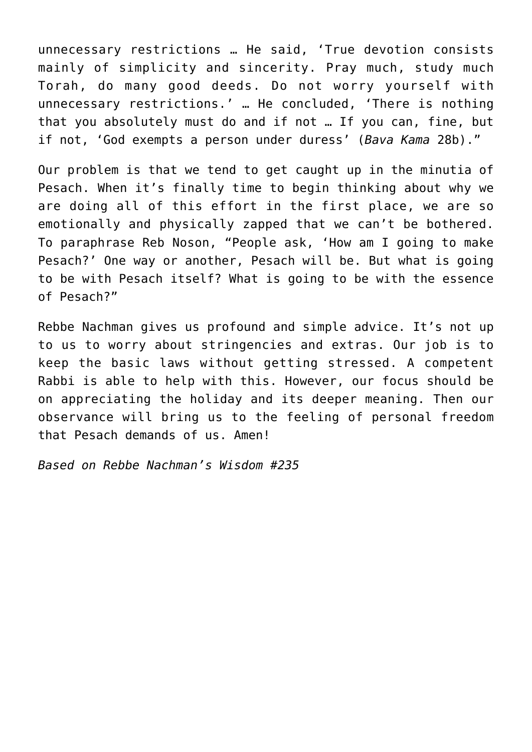unnecessary restrictions … He said, 'True devotion consists mainly of simplicity and sincerity. Pray much, study much Torah, do many good deeds. Do not worry yourself with unnecessary restrictions.' … He concluded, 'There is nothing that you absolutely must do and if not … If you can, fine, but if not, 'God exempts a person under duress' (*Bava Kama* 28b)."

Our problem is that we tend to get caught up in the minutia of Pesach. When it's finally time to begin thinking about why we are doing all of this effort in the first place, we are so emotionally and physically zapped that we can't be bothered. To paraphrase Reb Noson, "People ask, 'How am I going to make Pesach?' One way or another, Pesach will be. But what is going to be with Pesach itself? What is going to be with the essence of Pesach?"

Rebbe Nachman gives us profound and simple advice. It's not up to us to worry about stringencies and extras. Our job is to keep the basic laws without getting stressed. A competent Rabbi is able to help with this. However, our focus should be on appreciating the holiday and its deeper meaning. Then our observance will bring us to the feeling of personal freedom that Pesach demands of us. Amen!

*Based on Rebbe Nachman's Wisdom #235*